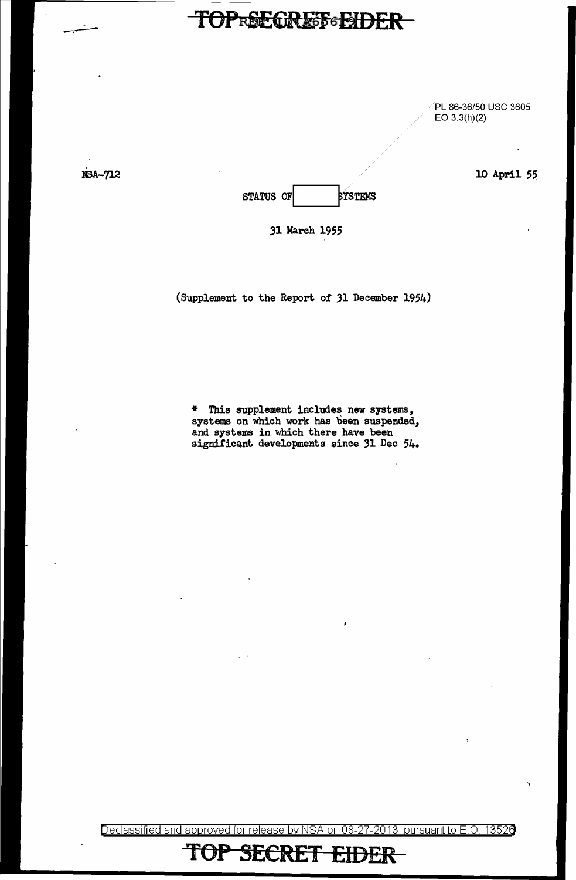TOP SECRET EIDER

PL 86-36/50 USC 3605
EO 3.3(h)(2)

NSA-712

10 April 55

STATUS OF [ ] SYSTEMS

31 March 1955

(Supplement to the Report of 31 December 1954)

\* This supplement includes new systems, systems on which work has been suspended, and systems in which there have been significant developments since 31 Dec 54.

Declassified and approved for release by NSA on 08-27-2013 pursuant to E.O. 13526

TOP SECRET EIDER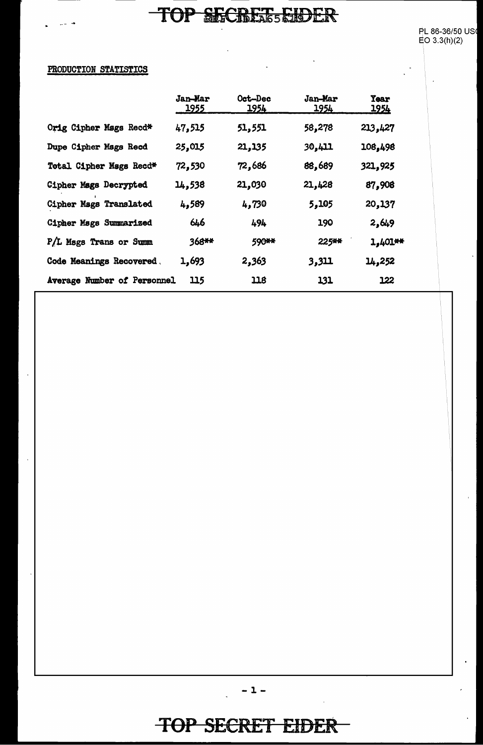PL 86-36/50 USC
EO 3.3(h)(2)

PRODUCTION STATISTICS

| | Jan-Mar 1955 | Oct-Dec 1954 | Jan-Mar 1954 | Year 1954 |
|---|---|---|---|---|
| Orig Cipher Msgs Recd* | 47,515 | 51,551 | 58,278 | 213,427 |
| Dupe Cipher Msgs Recd | 25,015 | 21,135 | 30,411 | 108,498 |
| Total Cipher Msgs Recd* | 72,530 | 72,686 | 88,689 | 321,925 |
| Cipher Msgs Decrypted | 14,538 | 21,030 | 21,428 | 87,908 |
| Cipher Msgs Translated | 4,589 | 4,730 | 5,105 | 20,137 |
| Cipher Msgs Summarized | 646 | 494 | 190 | 2,649 |
| P/L Msgs Trans or Summ | 368** | 590** | 225** | 1,401** |
| Code Meanings Recovered | 1,693 | 2,363 | 3,311 | 14,252 |
| Average Number of Personnel | 115 | 118 | 131 | 122 |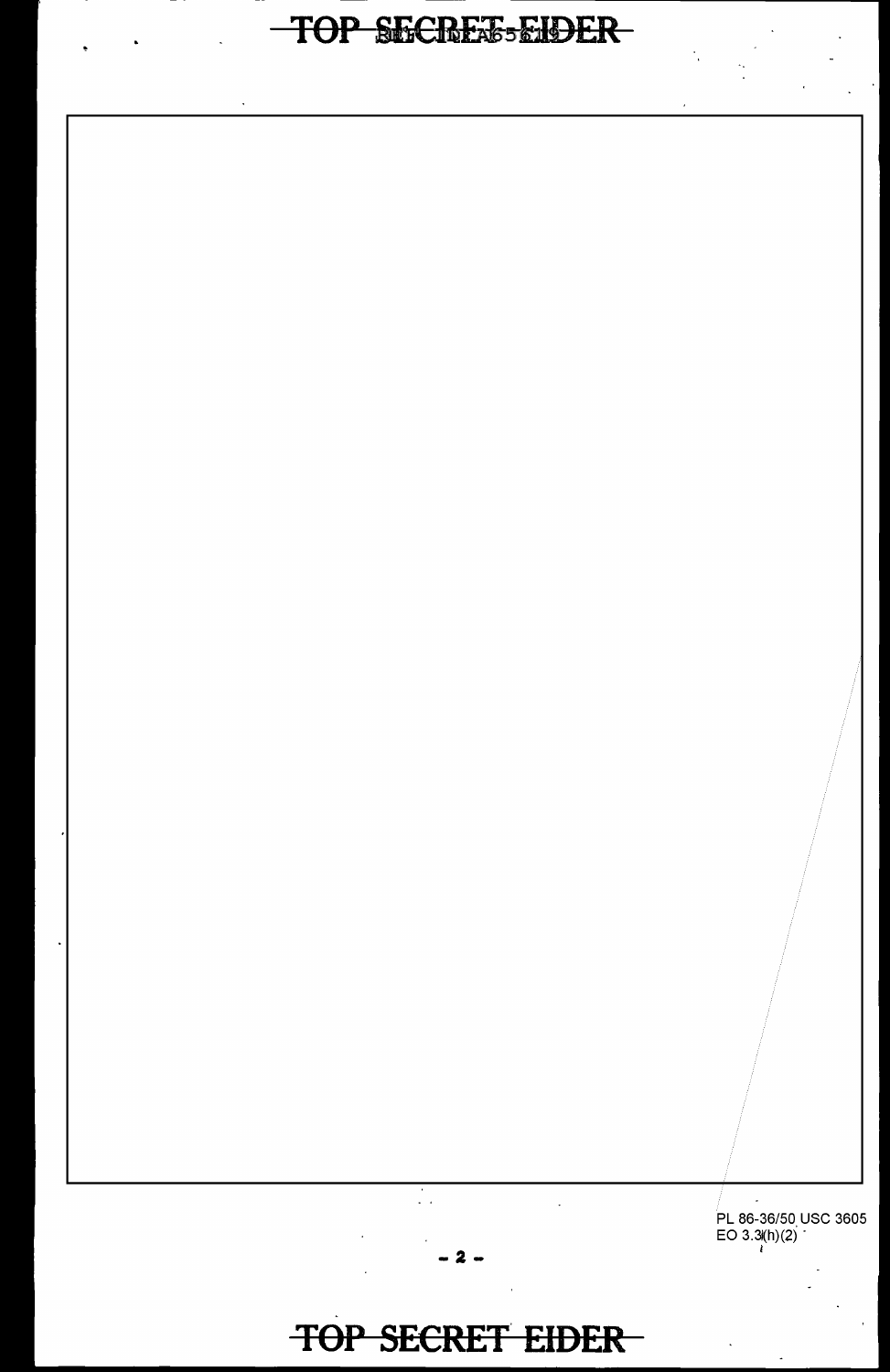PL 86-36/50 USC 3605
EO 3.3(h)(2)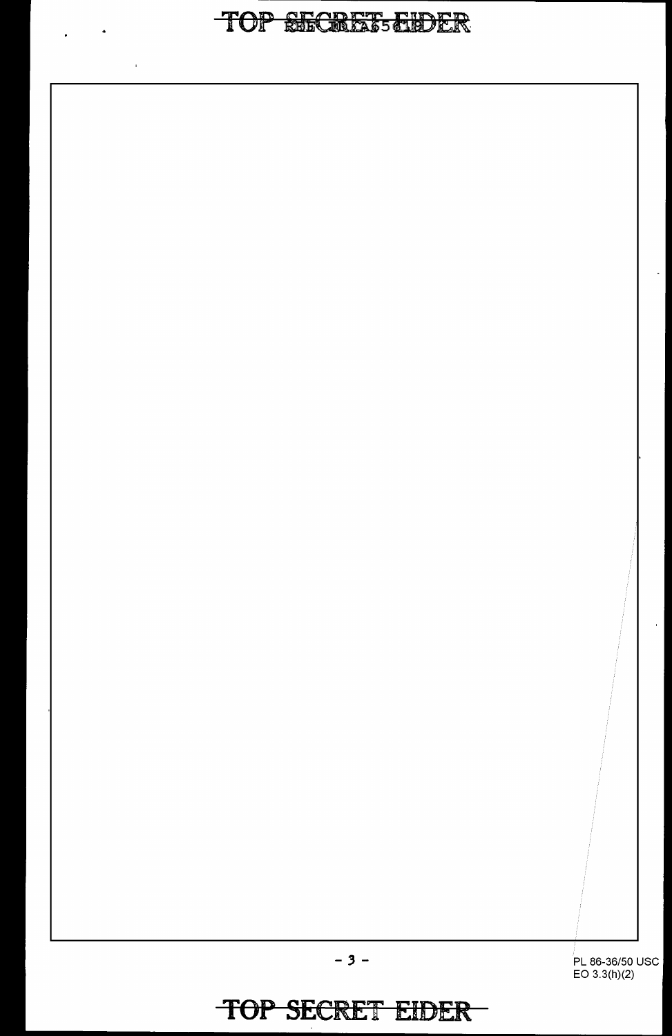PL 86-36/50 USC
EO 3.3(h)(2)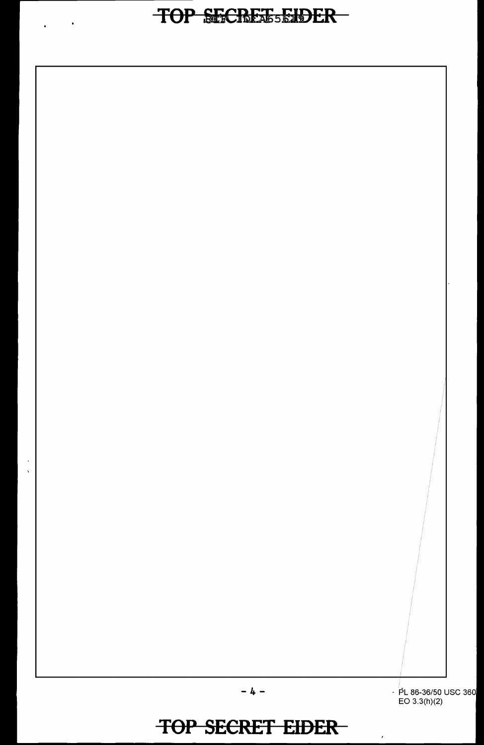PL 86-36/50 USC 3605
EO 3.3(h)(2)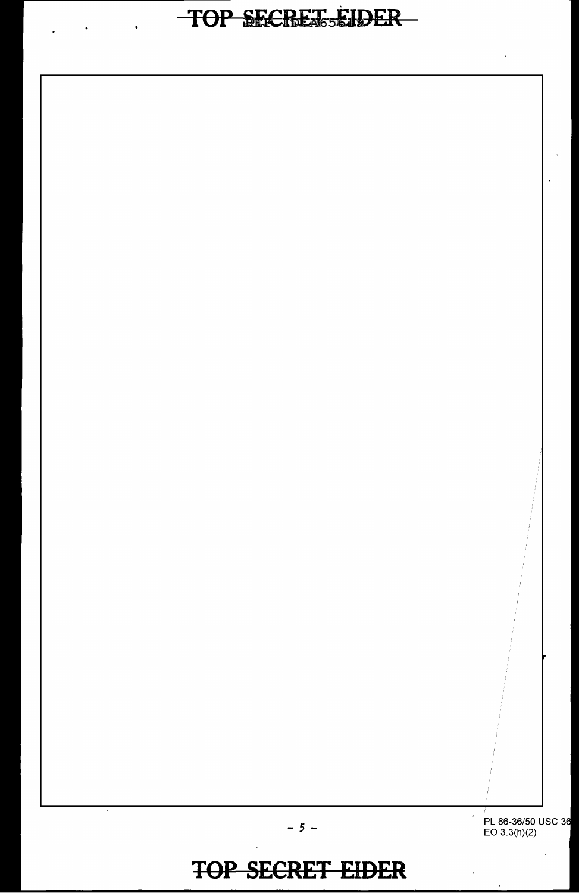PL 86-36/50 USC 36
EO 3.3(h)(2)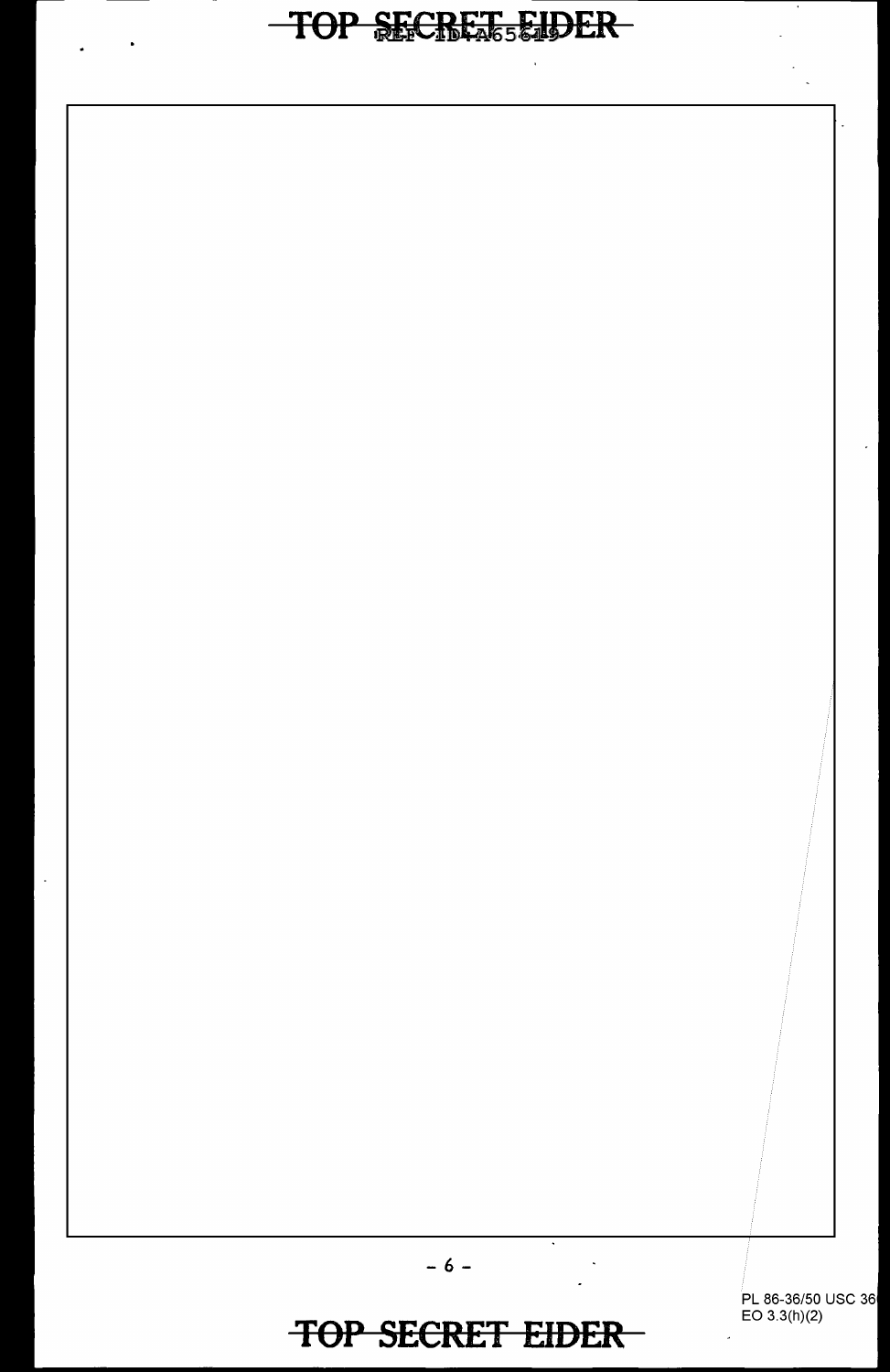PL 86-36/50 USC 36
EO 3.3(h)(2)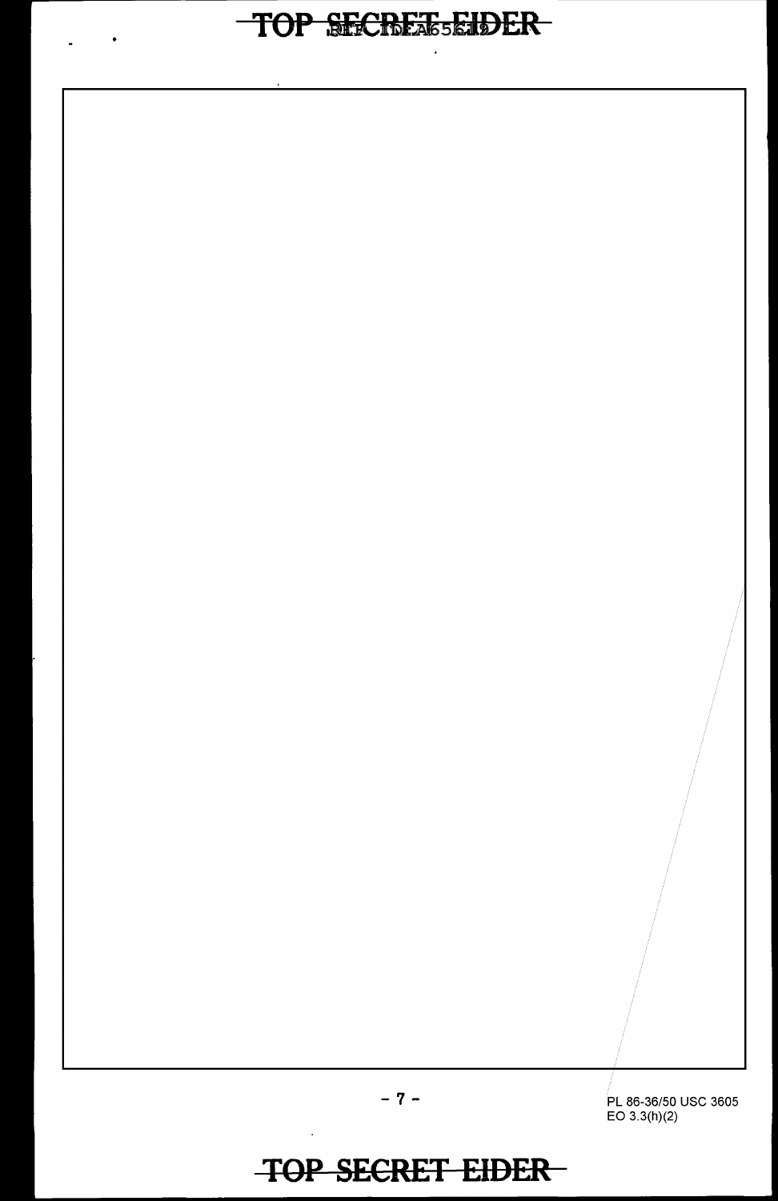PL 86-36/50 USC 3605
EO 3.3(h)(2)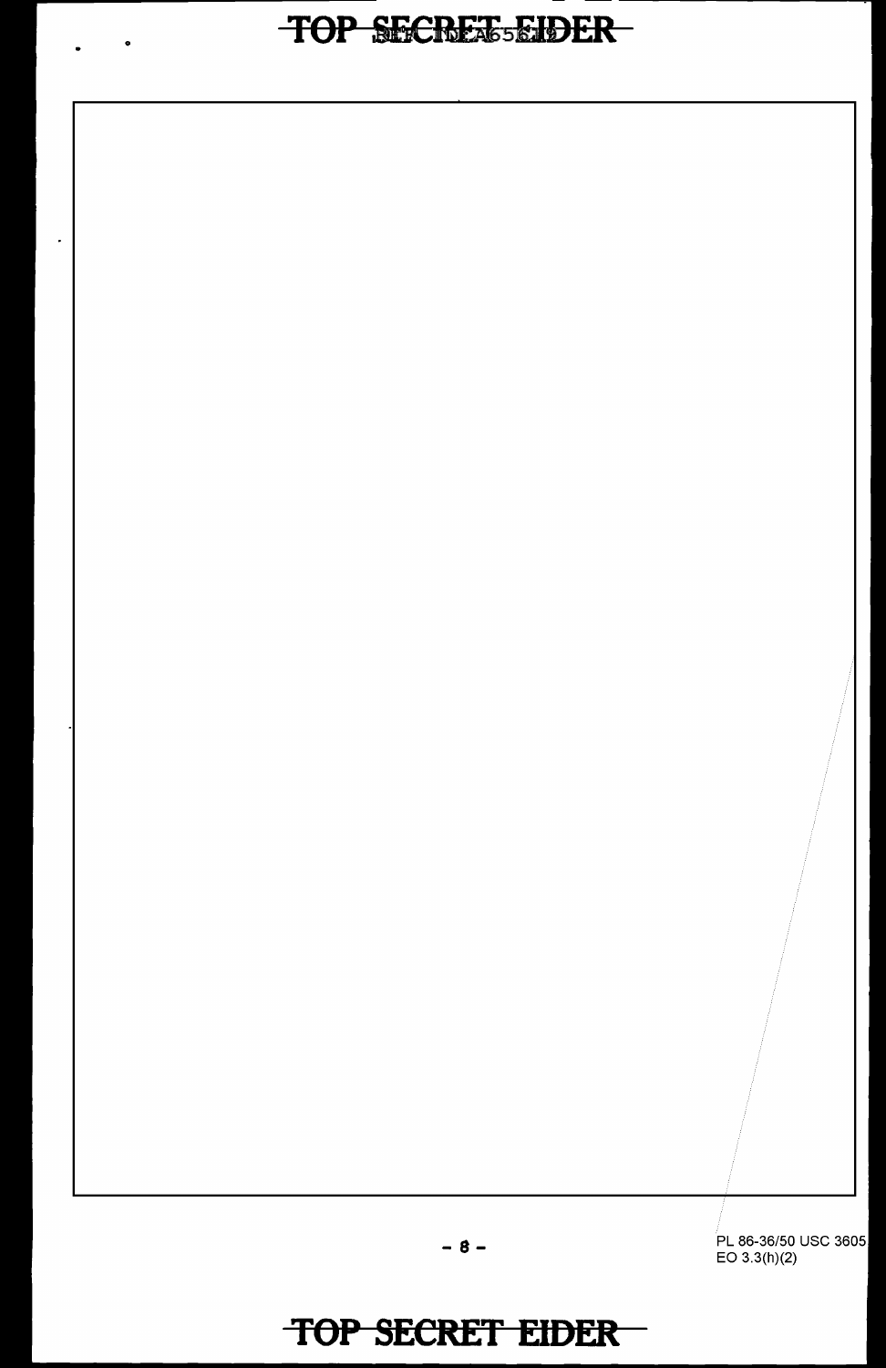PL 86-36/50 USC 3605
EO 3.3(h)(2)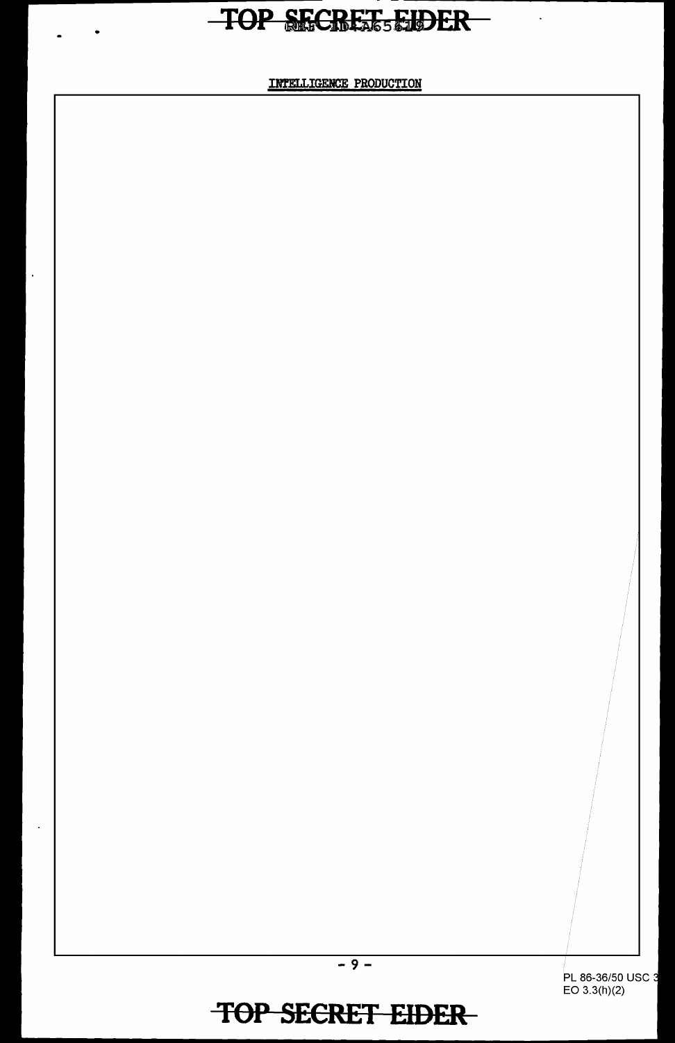INTELLIGENCE PRODUCTION

PL 86-36/50 USC 3
EO 3.3(h)(2)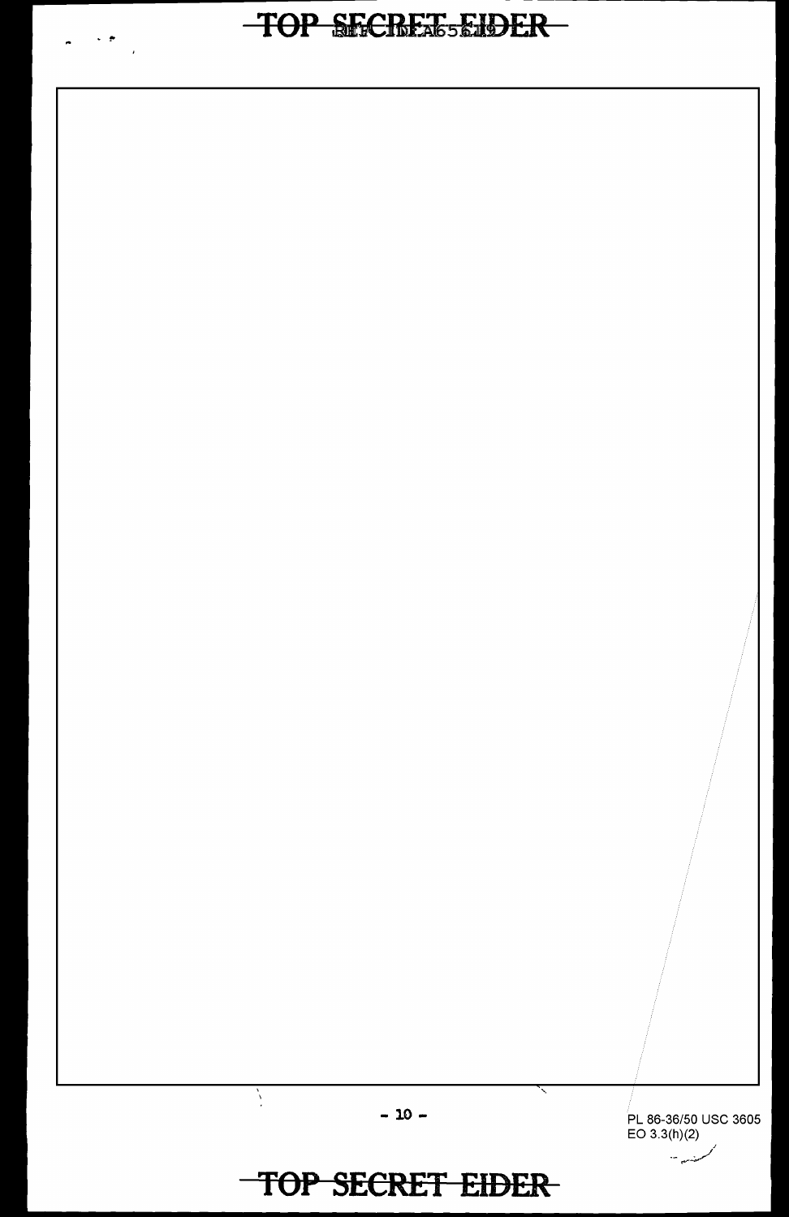PL 86-36/50 USC 3605
EO 3.3(h)(2)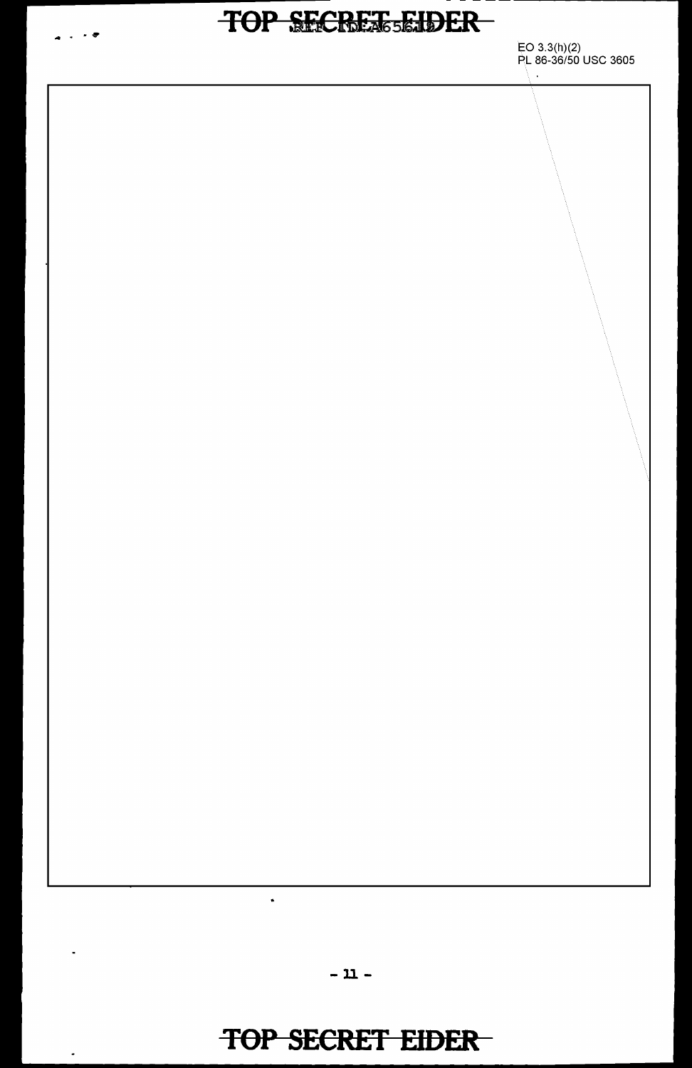EO 3.3(h)(2)
PL 86-36/50 USC 3605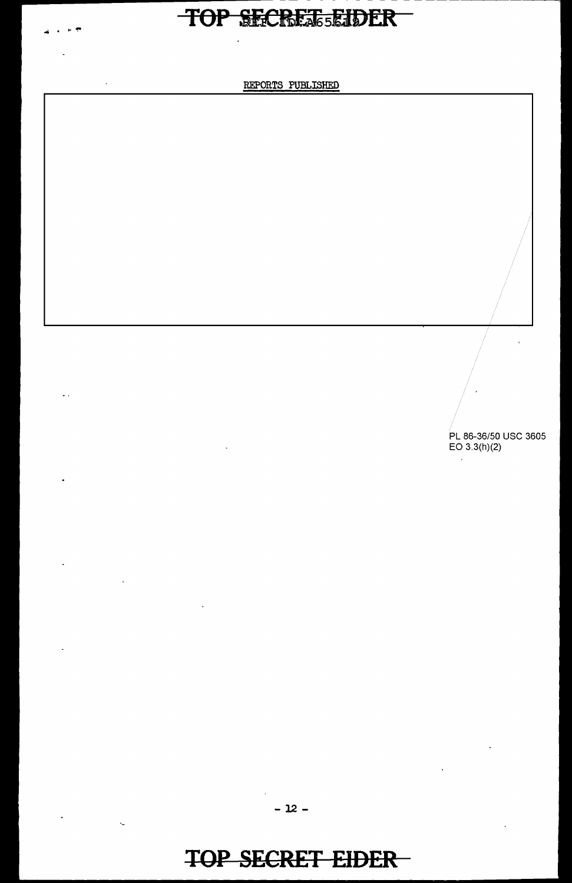REPORTS PUBLISHED

PL 86-36/50 USC 3605
EO 3.3(h)(2)